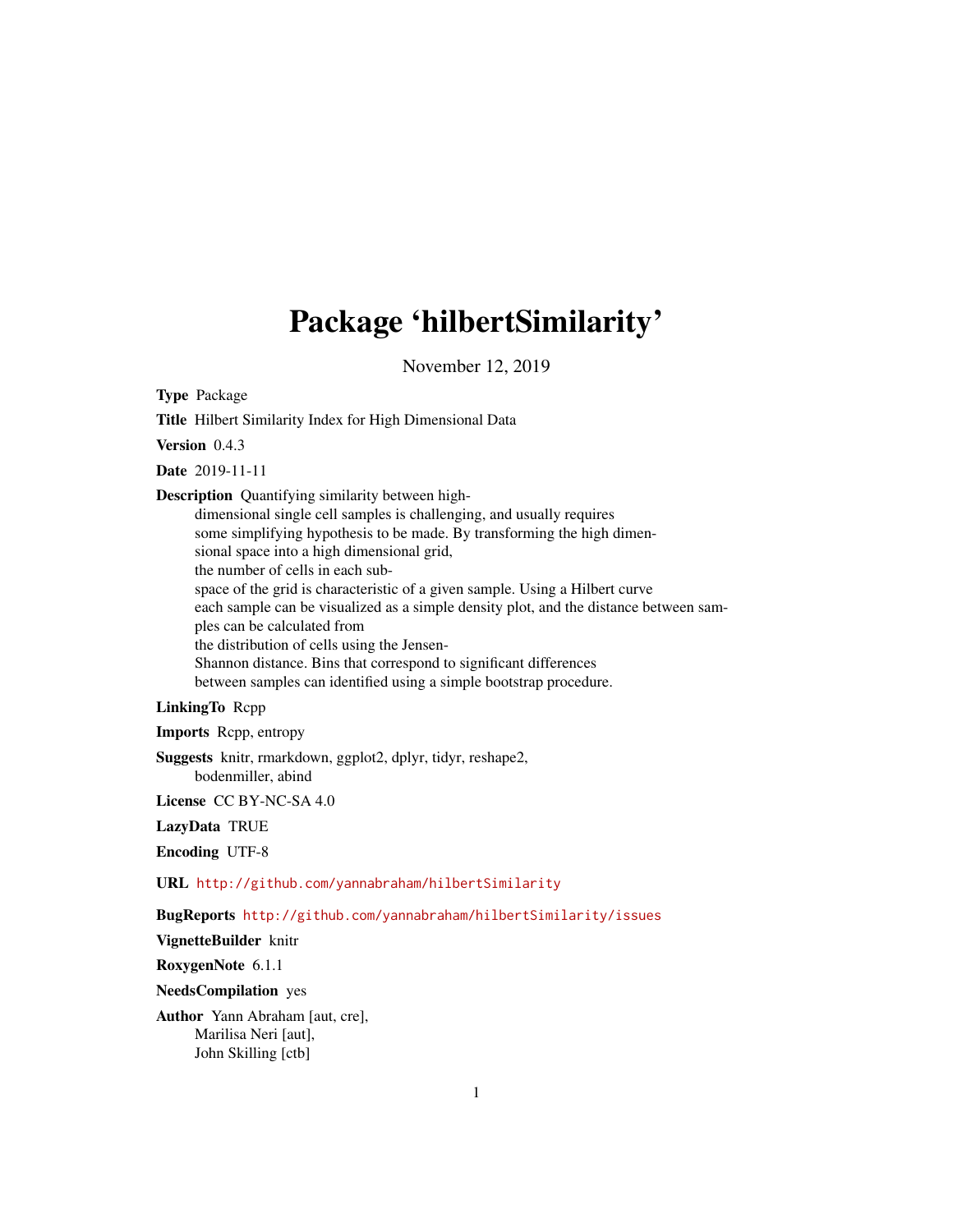# Package 'hilbertSimilarity'

November 12, 2019

**Type** Package

**Title** Hilbert Similarity Index for High Dimensional Data

**Version** 0.4.3

**Date** 2019-11-11

**Description** Quantifying similarity between high-dimensional single cell samples is challenging, and usually requires some simplifying hypothesis to be made. By transforming the high dimensional space into a high dimensional grid, the number of cells in each sub-space of the grid is characteristic of a given sample. Using a Hilbert curve each sample can be visualized as a simple density plot, and the distance between samples can be calculated from the distribution of cells using the Jensen-Shannon distance. Bins that correspond to significant differences between samples can identified using a simple bootstrap procedure.

**LinkingTo** Rcpp

**Imports** Rcpp, entropy

**Suggests** knitr, rmarkdown, ggplot2, dplyr, tidyr, reshape2, bodenmiller, abind

**License** CC BY-NC-SA 4.0

**LazyData** TRUE

**Encoding** UTF-8

**URL** http://github.com/yannabraham/hilbertSimilarity

**BugReports** http://github.com/yannabraham/hilbertSimilarity/issues

**VignetteBuilder** knitr

**RoxygenNote** 6.1.1

**NeedsCompilation** yes

**Author** Yann Abraham [aut, cre],
Marilisa Neri [aut],
John Skilling [ctb]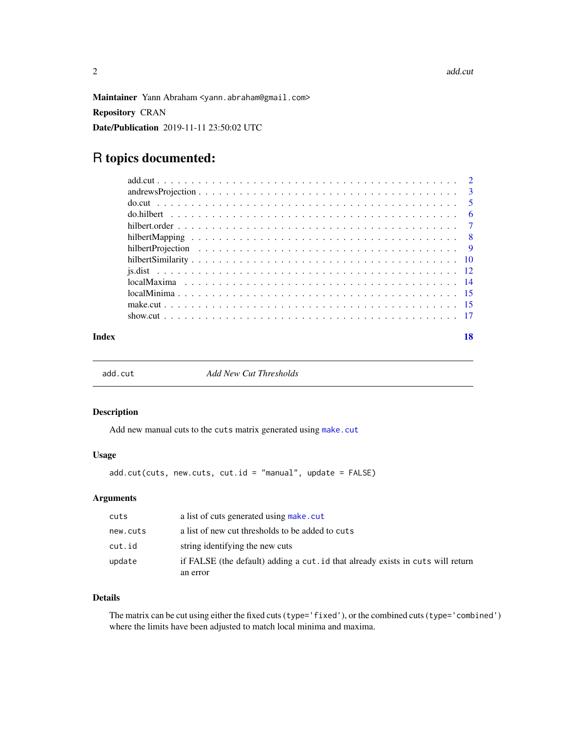**Maintainer** Yann Abraham <yann.abraham@gmail.com>

**Repository** CRAN

**Date/Publication** 2019-11-11 23:50:02 UTC

# R topics documented:

| | |
|---|---|
| add.cut | 2 |
| andrewsProjection | 3 |
| do.cut | 5 |
| do.hilbert | 6 |
| hilbert.order | 7 |
| hilbertMapping | 8 |
| hilbertProjection | 9 |
| hilbertSimilarity | 10 |
| js.dist | 12 |
| localMaxima | 14 |
| localMinima | 15 |
| make.cut | 15 |
| show.cut | 17 |
| **Index** | **18** |

---

## add.cut — *Add New Cut Thresholds*

### Description

Add new manual cuts to the `cuts` matrix generated using `make.cut`

### Usage

```
add.cut(cuts, new.cuts, cut.id = "manual", update = FALSE)
```

### Arguments

| | |
|---|---|
| `cuts` | a list of cuts generated using `make.cut` |
| `new.cuts` | a list of new cut thresholds to be added to `cuts` |
| `cut.id` | string identifying the new cuts |
| `update` | if FALSE (the default) adding a `cut.id` that already exists in `cuts` will return an error |

### Details

The matrix can be cut using either the fixed cuts (`type='fixed'`), or the combined cuts (`type='combined'`) where the limits have been adjusted to match local minima and maxima.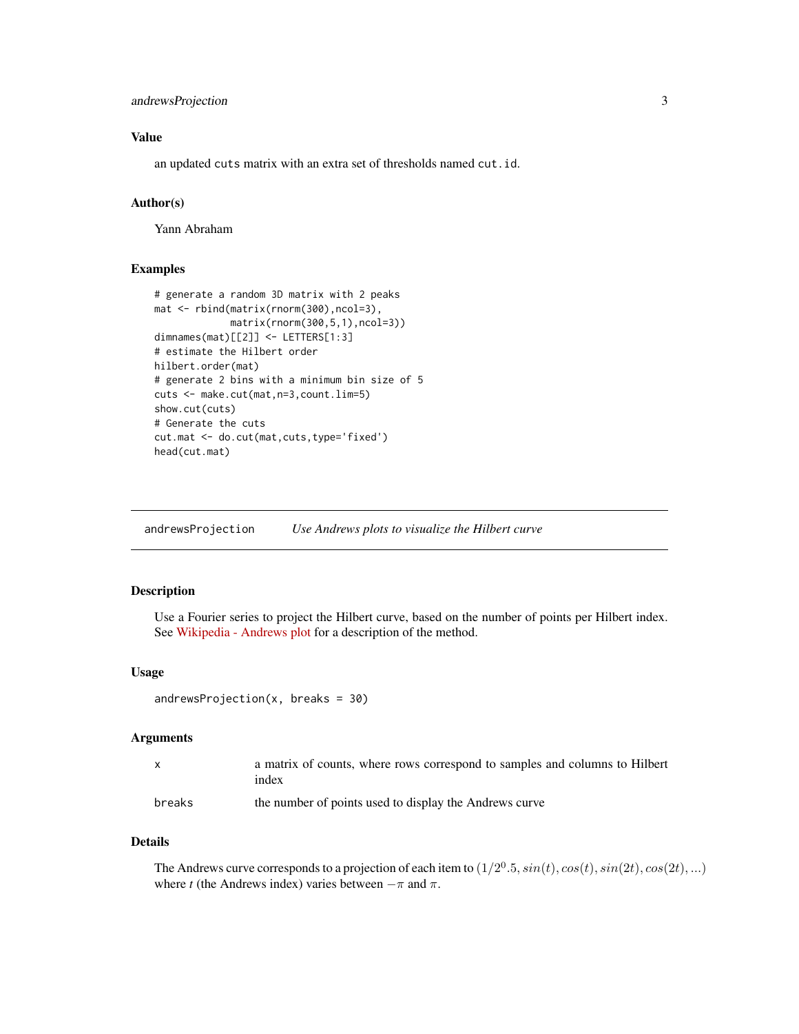## Value

an updated cuts matrix with an extra set of thresholds named cut.id.

## Author(s)

Yann Abraham

## Examples

```
# generate a random 3D matrix with 2 peaks
mat <- rbind(matrix(rnorm(300),ncol=3),
             matrix(rnorm(300,5,1),ncol=3))
dimnames(mat)[[2]] <- LETTERS[1:3]
# estimate the Hilbert order
hilbert.order(mat)
# generate 2 bins with a minimum bin size of 5
cuts <- make.cut(mat,n=3,count.lim=5)
show.cut(cuts)
# Generate the cuts
cut.mat <- do.cut(mat,cuts,type='fixed')
head(cut.mat)
```

---

# andrewsProjection — *Use Andrews plots to visualize the Hilbert curve*

## Description

Use a Fourier series to project the Hilbert curve, based on the number of points per Hilbert index. See Wikipedia - Andrews plot for a description of the method.

## Usage

```
andrewsProjection(x, breaks = 30)
```

## Arguments

| | |
|---|---|
| x | a matrix of counts, where rows correspond to samples and columns to Hilbert index |
| breaks | the number of points used to display the Andrews curve |

## Details

The Andrews curve corresponds to a projection of each item to $(1/2^0.5, sin(t), cos(t), sin(2t), cos(2t), ...)$ where *t* (the Andrews index) varies between $-\pi$ and $\pi$.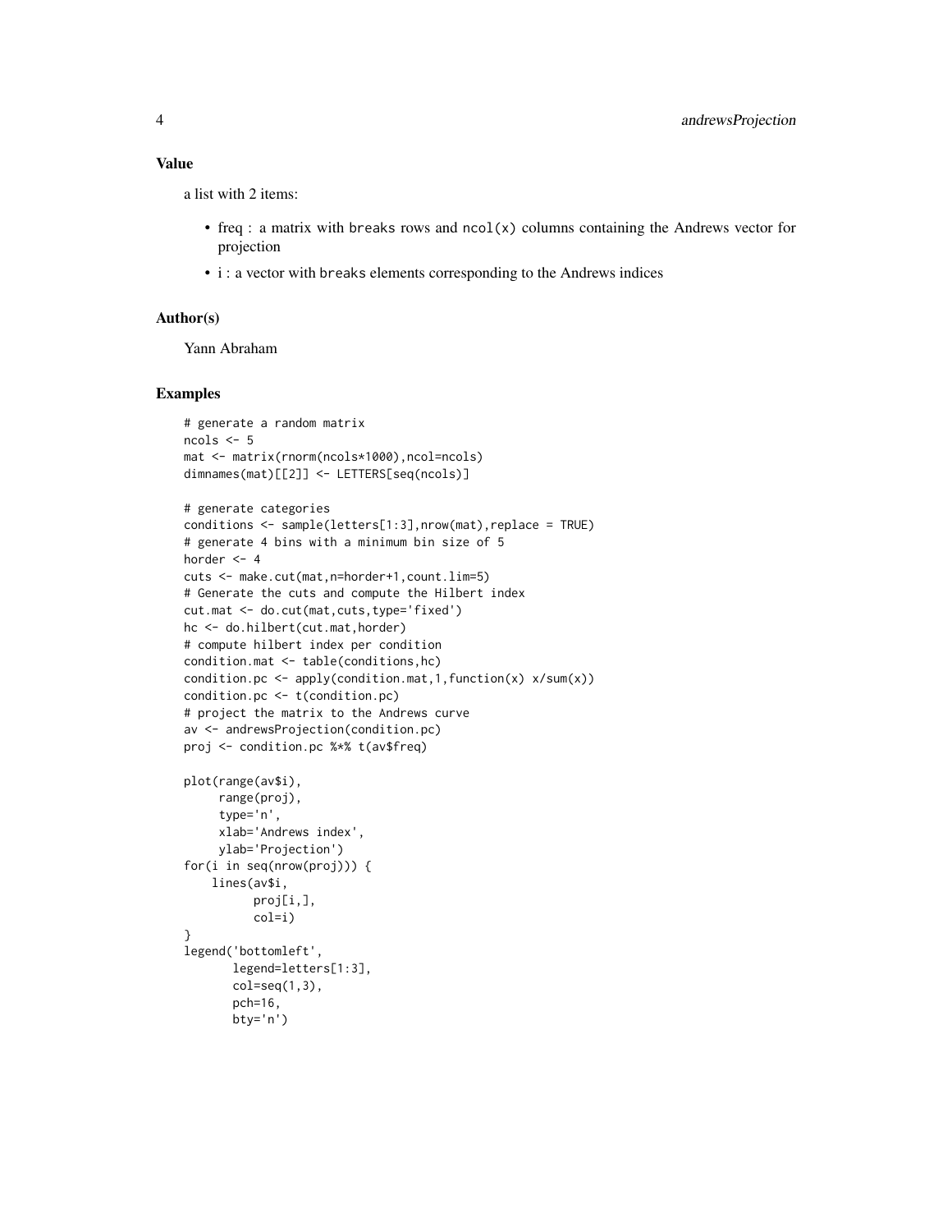### Value

a list with 2 items:

- freq : a matrix with `breaks` rows and `ncol(x)` columns containing the Andrews vector for projection
- i : a vector with `breaks` elements corresponding to the Andrews indices

### Author(s)

Yann Abraham

### Examples

```
# generate a random matrix
ncols <- 5
mat <- matrix(rnorm(ncols*1000),ncol=ncols)
dimnames(mat)[[2]] <- LETTERS[seq(ncols)]

# generate categories
conditions <- sample(letters[1:3],nrow(mat),replace = TRUE)
# generate 4 bins with a minimum bin size of 5
horder <- 4
cuts <- make.cut(mat,n=horder+1,count.lim=5)
# Generate the cuts and compute the Hilbert index
cut.mat <- do.cut(mat,cuts,type='fixed')
hc <- do.hilbert(cut.mat,horder)
# compute hilbert index per condition
condition.mat <- table(conditions,hc)
condition.pc <- apply(condition.mat,1,function(x) x/sum(x))
condition.pc <- t(condition.pc)
# project the matrix to the Andrews curve
av <- andrewsProjection(condition.pc)
proj <- condition.pc %*% t(av$freq)

plot(range(av$i),
     range(proj),
     type='n',
     xlab='Andrews index',
     ylab='Projection')
for(i in seq(nrow(proj))) {
    lines(av$i,
          proj[i,],
          col=i)
}
legend('bottomleft',
       legend=letters[1:3],
       col=seq(1,3),
       pch=16,
       bty='n')
```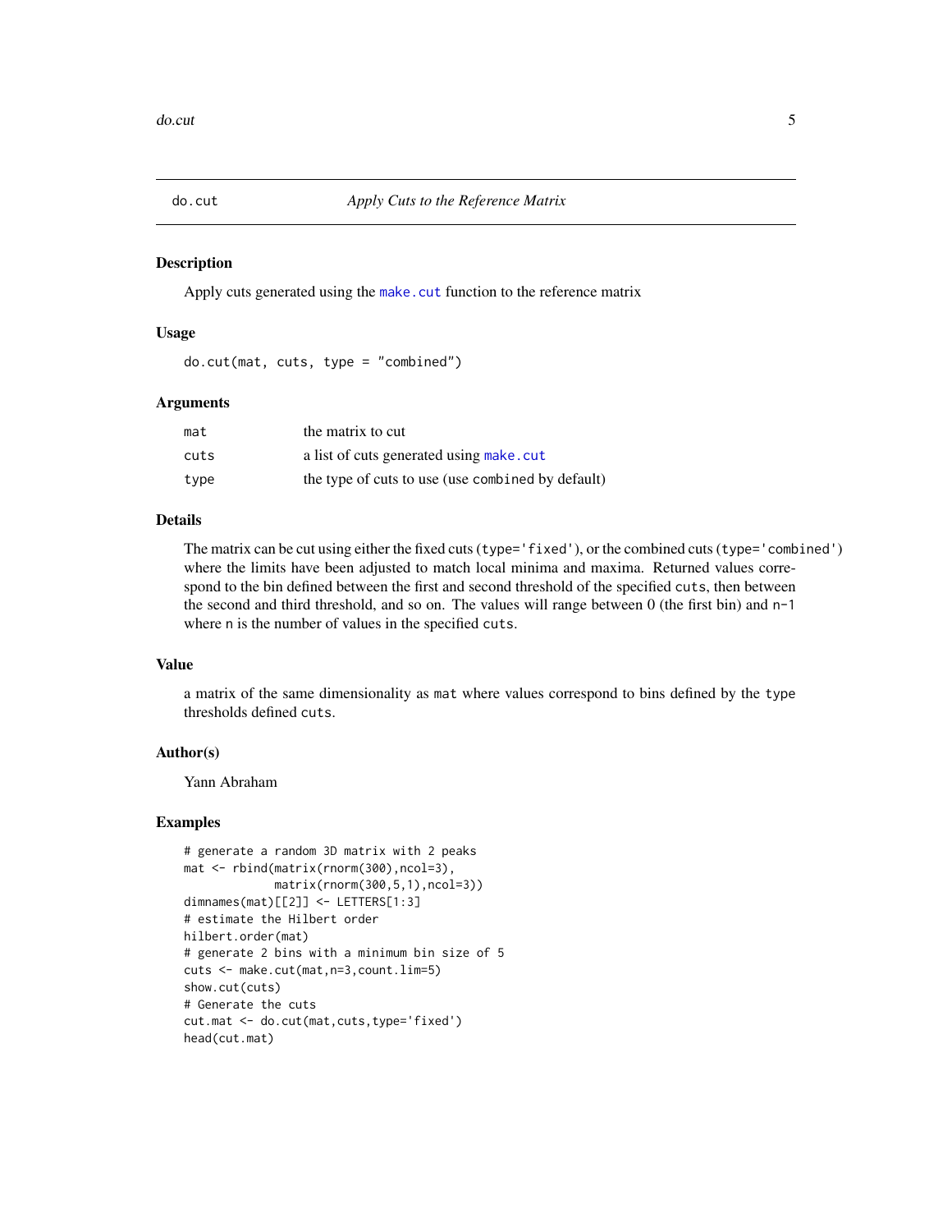# do.cut — *Apply Cuts to the Reference Matrix*

## Description

Apply cuts generated using the `make.cut` function to the reference matrix

## Usage

```
do.cut(mat, cuts, type = "combined")
```

## Arguments

| | |
|---|---|
| `mat` | the matrix to cut |
| `cuts` | a list of cuts generated using `make.cut` |
| `type` | the type of cuts to use (use `combined` by default) |

## Details

The matrix can be cut using either the fixed cuts (`type='fixed'`), or the combined cuts (`type='combined'`) where the limits have been adjusted to match local minima and maxima. Returned values correspond to the bin defined between the first and second threshold of the specified `cuts`, then between the second and third threshold, and so on. The values will range between 0 (the first bin) and `n-1` where `n` is the number of values in the specified `cuts`.

## Value

a matrix of the same dimensionality as `mat` where values correspond to bins defined by the `type` thresholds defined `cuts`.

## Author(s)

Yann Abraham

## Examples

```
# generate a random 3D matrix with 2 peaks
mat <- rbind(matrix(rnorm(300),ncol=3),
             matrix(rnorm(300,5,1),ncol=3))
dimnames(mat)[[2]] <- LETTERS[1:3]
# estimate the Hilbert order
hilbert.order(mat)
# generate 2 bins with a minimum bin size of 5
cuts <- make.cut(mat,n=3,count.lim=5)
show.cut(cuts)
# Generate the cuts
cut.mat <- do.cut(mat,cuts,type='fixed')
head(cut.mat)
```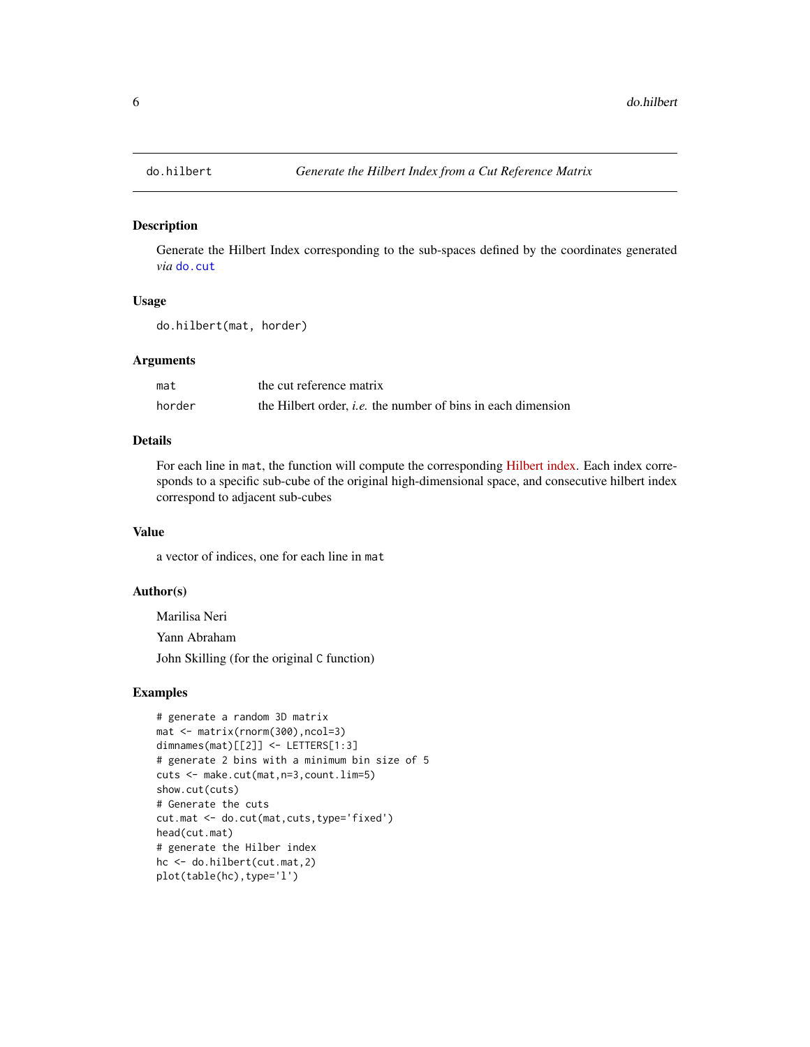`do.hilbert` *Generate the Hilbert Index from a Cut Reference Matrix*

## Description

Generate the Hilbert Index corresponding to the sub-spaces defined by the coordinates generated *via* `do.cut`

## Usage

```
do.hilbert(mat, horder)
```

## Arguments

| | |
|---|---|
| `mat` | the cut reference matrix |
| `horder` | the Hilbert order, *i.e.* the number of bins in each dimension |

## Details

For each line in `mat`, the function will compute the corresponding Hilbert index. Each index corresponds to a specific sub-cube of the original high-dimensional space, and consecutive hilbert index correspond to adjacent sub-cubes

## Value

a vector of indices, one for each line in `mat`

## Author(s)

Marilisa Neri

Yann Abraham

John Skilling (for the original C function)

## Examples

```
# generate a random 3D matrix
mat <- matrix(rnorm(300),ncol=3)
dimnames(mat)[[2]] <- LETTERS[1:3]
# generate 2 bins with a minimum bin size of 5
cuts <- make.cut(mat,n=3,count.lim=5)
show.cut(cuts)
# Generate the cuts
cut.mat <- do.cut(mat,cuts,type='fixed')
head(cut.mat)
# generate the Hilber index
hc <- do.hilbert(cut.mat,2)
plot(table(hc),type='l')
```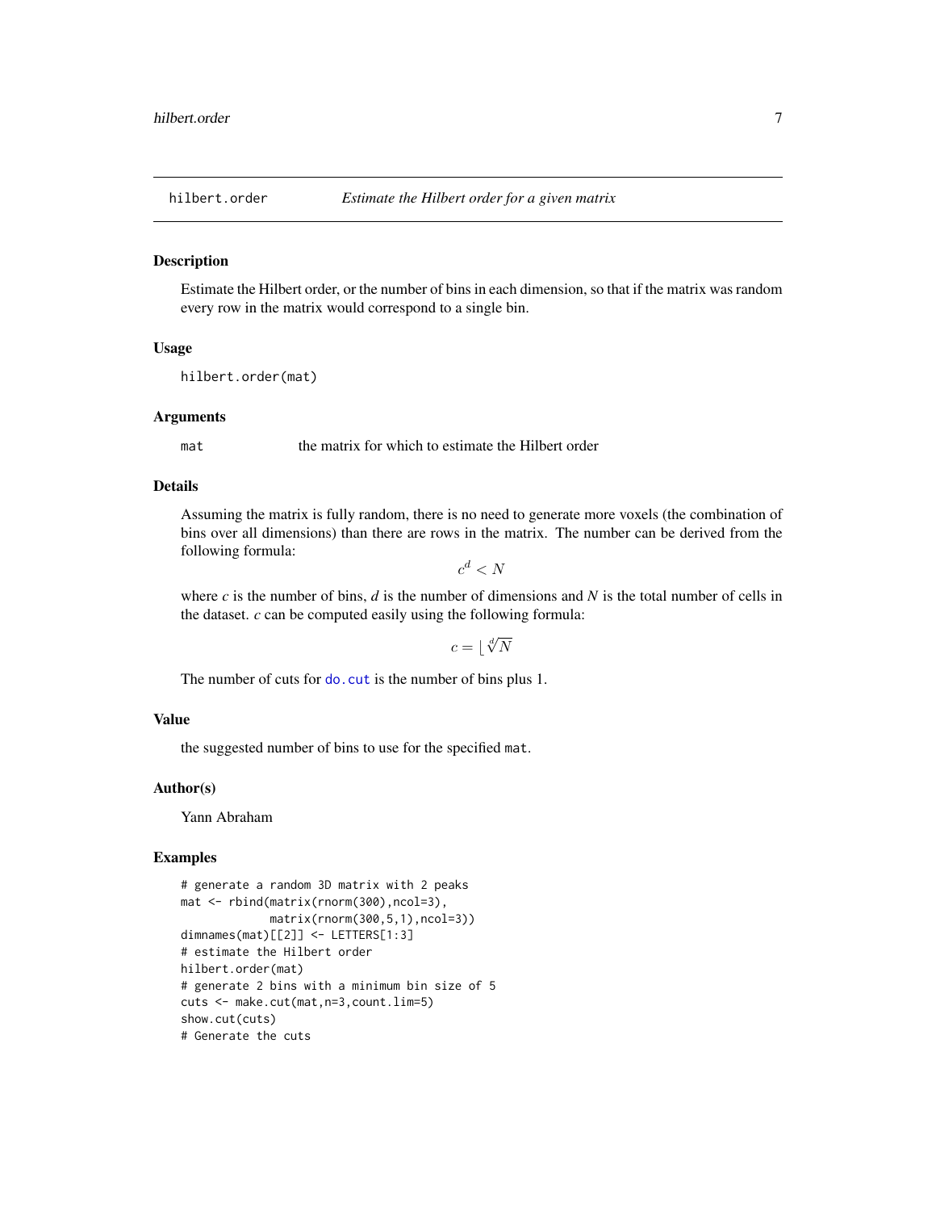hilbert.order *Estimate the Hilbert order for a given matrix*

## Description

Estimate the Hilbert order, or the number of bins in each dimension, so that if the matrix was random every row in the matrix would correspond to a single bin.

## Usage

```
hilbert.order(mat)
```

## Arguments

mat the matrix for which to estimate the Hilbert order

## Details

Assuming the matrix is fully random, there is no need to generate more voxels (the combination of bins over all dimensions) than there are rows in the matrix. The number can be derived from the following formula:

$$c^d < N$$

where $c$ is the number of bins, $d$ is the number of dimensions and $N$ is the total number of cells in the dataset. $c$ can be computed easily using the following formula:

$$c = \lfloor \sqrt[d]{N}$$

The number of cuts for do.cut is the number of bins plus 1.

## Value

the suggested number of bins to use for the specified mat.

## Author(s)

Yann Abraham

## Examples

```
# generate a random 3D matrix with 2 peaks
mat <- rbind(matrix(rnorm(300),ncol=3),
             matrix(rnorm(300,5,1),ncol=3))
dimnames(mat)[[2]] <- LETTERS[1:3]
# estimate the Hilbert order
hilbert.order(mat)
# generate 2 bins with a minimum bin size of 5
cuts <- make.cut(mat,n=3,count.lim=5)
show.cut(cuts)
# Generate the cuts
```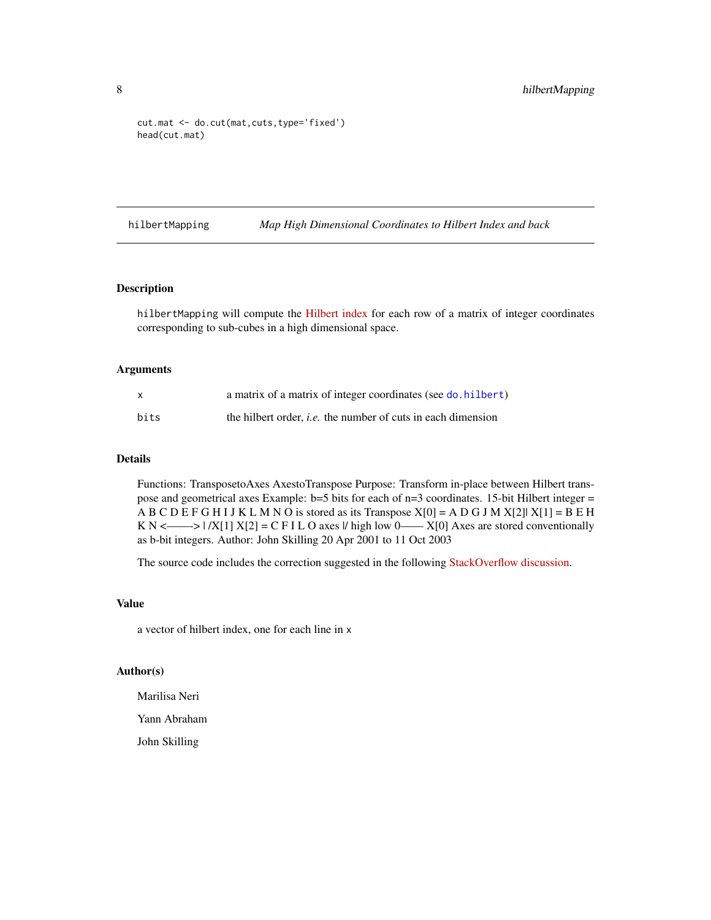```
cut.mat <- do.cut(mat,cuts,type='fixed')
head(cut.mat)
```

---

## hilbertMapping *Map High Dimensional Coordinates to Hilbert Index and back*

---

### Description

hilbertMapping will compute the Hilbert index for each row of a matrix of integer coordinates corresponding to sub-cubes in a high dimensional space.

### Arguments

| | |
|---|---|
| x | a matrix of a matrix of integer coordinates (see do.hilbert) |
| bits | the hilbert order, *i.e.* the number of cuts in each dimension |

### Details

Functions: TransposetoAxes AxestoTranspose Purpose: Transform in-place between Hilbert transpose and geometrical axes Example: b=5 bits for each of n=3 coordinates. 15-bit Hilbert integer = A B C D E F G H I J K L M N O is stored as its Transpose X[0] = A D G J M X[2]| X[1] = B E H K N <——-> | /X[1] X[2] = C F I L O axes |/ high low 0—— X[0] Axes are stored conventionally as b-bit integers. Author: John Skilling 20 Apr 2001 to 11 Oct 2003

The source code includes the correction suggested in the following StackOverflow discussion.

### Value

a vector of hilbert index, one for each line in x

### Author(s)

Marilisa Neri

Yann Abraham

John Skilling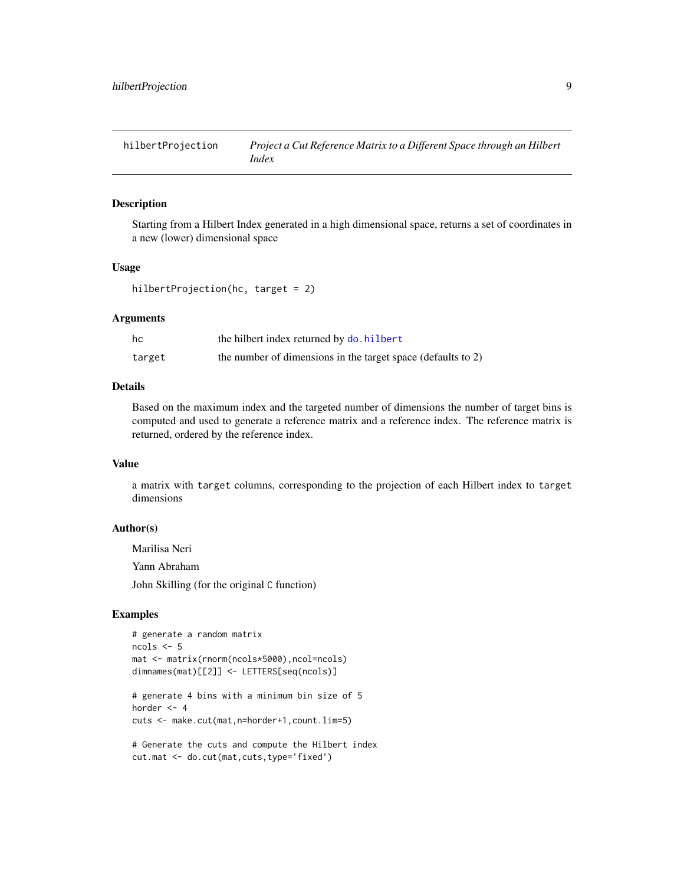hilbertProjection *Project a Cut Reference Matrix to a Different Space through an Hilbert Index*

## Description

Starting from a Hilbert Index generated in a high dimensional space, returns a set of coordinates in a new (lower) dimensional space

## Usage

```
hilbertProjection(hc, target = 2)
```

## Arguments

| | |
|---|---|
| hc | the hilbert index returned by do.hilbert |
| target | the number of dimensions in the target space (defaults to 2) |

## Details

Based on the maximum index and the targeted number of dimensions the number of target bins is computed and used to generate a reference matrix and a reference index. The reference matrix is returned, ordered by the reference index.

## Value

a matrix with `target` columns, corresponding to the projection of each Hilbert index to `target` dimensions

## Author(s)

Marilisa Neri

Yann Abraham

John Skilling (for the original C function)

## Examples

```
# generate a random matrix
ncols <- 5
mat <- matrix(rnorm(ncols*5000),ncol=ncols)
dimnames(mat)[[2]] <- LETTERS[seq(ncols)]

# generate 4 bins with a minimum bin size of 5
horder <- 4
cuts <- make.cut(mat,n=horder+1,count.lim=5)

# Generate the cuts and compute the Hilbert index
cut.mat <- do.cut(mat,cuts,type='fixed')
```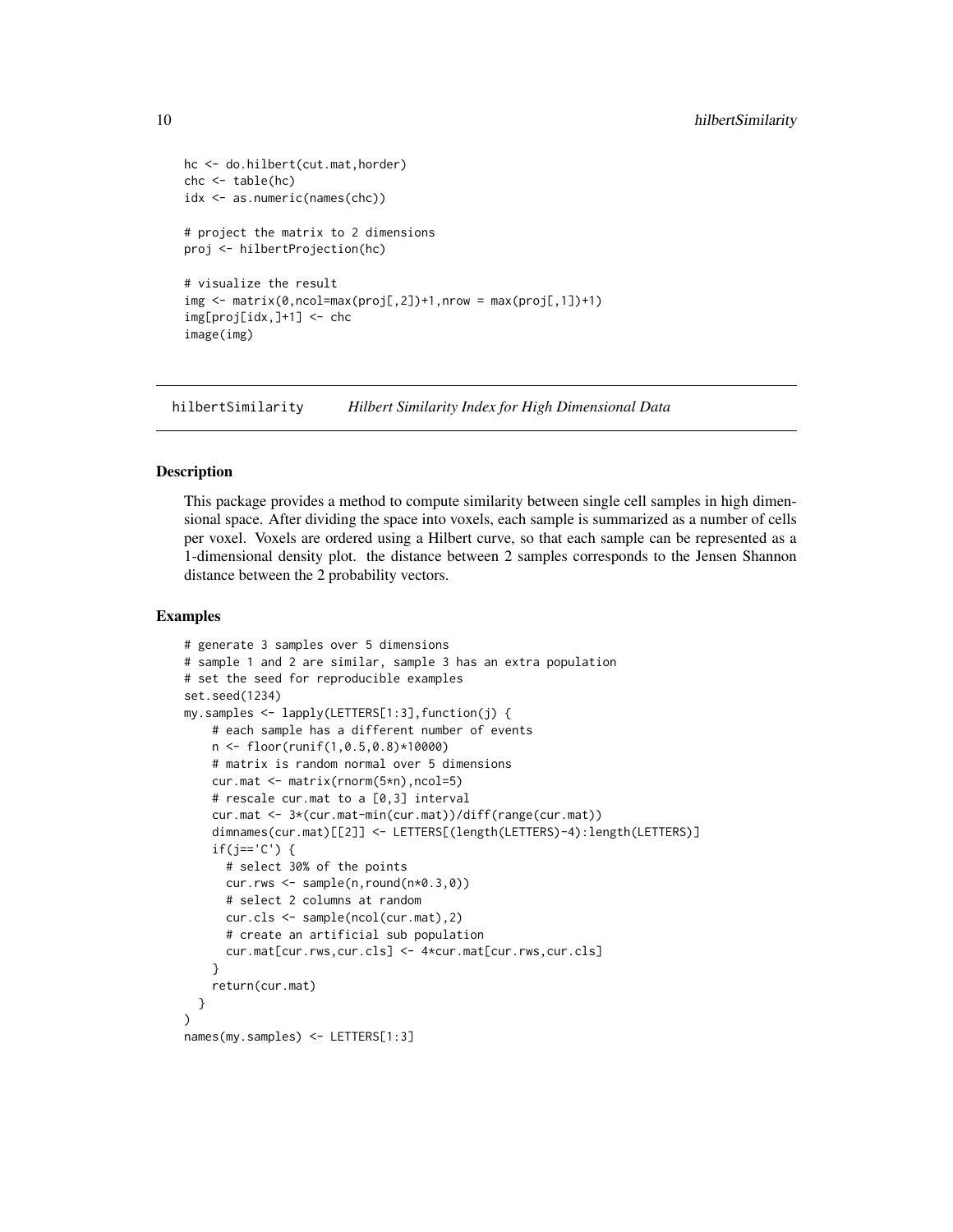```
hc <- do.hilbert(cut.mat,horder)
chc <- table(hc)
idx <- as.numeric(names(chc))

# project the matrix to 2 dimensions
proj <- hilbertProjection(hc)

# visualize the result
img <- matrix(0,ncol=max(proj[,2])+1,nrow = max(proj[,1])+1)
img[proj[idx,]+1] <- chc
image(img)
```

## hilbertSimilarity *Hilbert Similarity Index for High Dimensional Data*

### Description

This package provides a method to compute similarity between single cell samples in high dimensional space. After dividing the space into voxels, each sample is summarized as a number of cells per voxel. Voxels are ordered using a Hilbert curve, so that each sample can be represented as a 1-dimensional density plot. the distance between 2 samples corresponds to the Jensen Shannon distance between the 2 probability vectors.

### Examples

```
# generate 3 samples over 5 dimensions
# sample 1 and 2 are similar, sample 3 has an extra population
# set the seed for reproducible examples
set.seed(1234)
my.samples <- lapply(LETTERS[1:3],function(j) {
    # each sample has a different number of events
    n <- floor(runif(1,0.5,0.8)*10000)
    # matrix is random normal over 5 dimensions
    cur.mat <- matrix(rnorm(5*n),ncol=5)
    # rescale cur.mat to a [0,3] interval
    cur.mat <- 3*(cur.mat-min(cur.mat))/diff(range(cur.mat))
    dimnames(cur.mat)[[2]] <- LETTERS[(length(LETTERS)-4):length(LETTERS)]
    if(j=='C') {
      # select 30% of the points
      cur.rws <- sample(n,round(n*0.3,0))
      # select 2 columns at random
      cur.cls <- sample(ncol(cur.mat),2)
      # create an artificial sub population
      cur.mat[cur.rws,cur.cls] <- 4*cur.mat[cur.rws,cur.cls]
    }
    return(cur.mat)
  }
)
names(my.samples) <- LETTERS[1:3]
```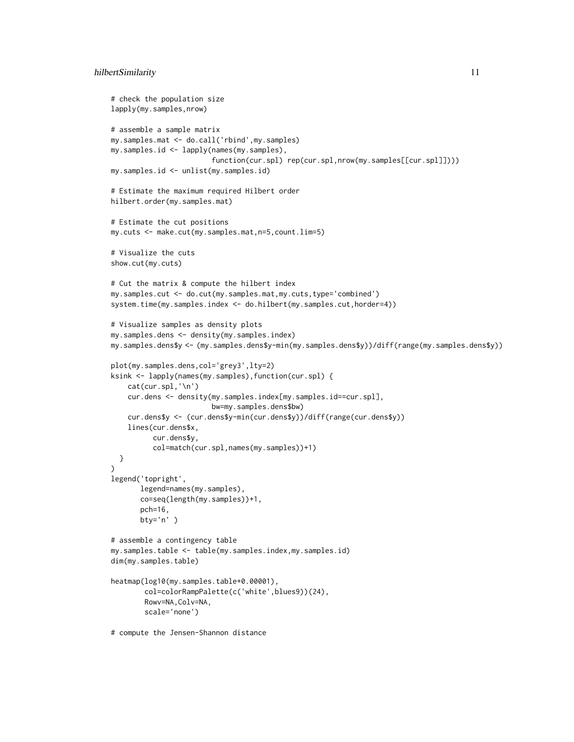```
# check the population size
lapply(my.samples,nrow)

# assemble a sample matrix
my.samples.mat <- do.call('rbind',my.samples)
my.samples.id <- lapply(names(my.samples),
                        function(cur.spl) rep(cur.spl,nrow(my.samples[[cur.spl]])))
my.samples.id <- unlist(my.samples.id)

# Estimate the maximum required Hilbert order
hilbert.order(my.samples.mat)

# Estimate the cut positions
my.cuts <- make.cut(my.samples.mat,n=5,count.lim=5)

# Visualize the cuts
show.cut(my.cuts)

# Cut the matrix & compute the hilbert index
my.samples.cut <- do.cut(my.samples.mat,my.cuts,type='combined')
system.time(my.samples.index <- do.hilbert(my.samples.cut,horder=4))

# Visualize samples as density plots
my.samples.dens <- density(my.samples.index)
my.samples.dens$y <- (my.samples.dens$y-min(my.samples.dens$y))/diff(range(my.samples.dens$y))

plot(my.samples.dens,col='grey3',lty=2)
ksink <- lapply(names(my.samples),function(cur.spl) {
    cat(cur.spl,'\n')
    cur.dens <- density(my.samples.index[my.samples.id==cur.spl],
                        bw=my.samples.dens$bw)
    cur.dens$y <- (cur.dens$y-min(cur.dens$y))/diff(range(cur.dens$y))
    lines(cur.dens$x,
          cur.dens$y,
          col=match(cur.spl,names(my.samples))+1)
  }
)
legend('topright',
       legend=names(my.samples),
       co=seq(length(my.samples))+1,
       pch=16,
       bty='n' )

# assemble a contingency table
my.samples.table <- table(my.samples.index,my.samples.id)
dim(my.samples.table)

heatmap(log10(my.samples.table+0.00001),
        col=colorRampPalette(c('white',blues9))(24),
        Rowv=NA,Colv=NA,
        scale='none')

# compute the Jensen-Shannon distance
```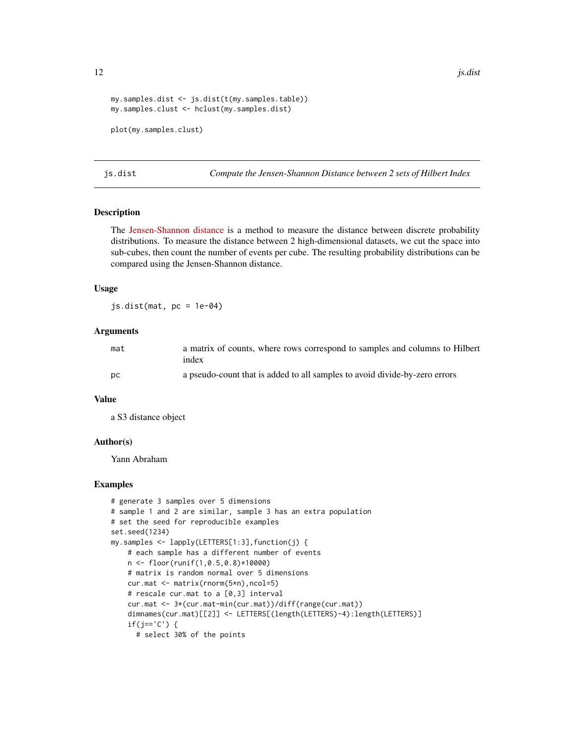```
my.samples.dist <- js.dist(t(my.samples.table))
my.samples.clust <- hclust(my.samples.dist)

plot(my.samples.clust)
```

---

## js.dist — *Compute the Jensen-Shannon Distance between 2 sets of Hilbert Index*

---

### Description

The Jensen-Shannon distance is a method to measure the distance between discrete probability distributions. To measure the distance between 2 high-dimensional datasets, we cut the space into sub-cubes, then count the number of events per cube. The resulting probability distributions can be compared using the Jensen-Shannon distance.

### Usage

```
js.dist(mat, pc = 1e-04)
```

### Arguments

| | |
|---|---|
| mat | a matrix of counts, where rows correspond to samples and columns to Hilbert index |
| pc | a pseudo-count that is added to all samples to avoid divide-by-zero errors |

### Value

a S3 distance object

### Author(s)

Yann Abraham

### Examples

```
# generate 3 samples over 5 dimensions
# sample 1 and 2 are similar, sample 3 has an extra population
# set the seed for reproducible examples
set.seed(1234)
my.samples <- lapply(LETTERS[1:3],function(j) {
    # each sample has a different number of events
    n <- floor(runif(1,0.5,0.8)*10000)
    # matrix is random normal over 5 dimensions
    cur.mat <- matrix(rnorm(5*n),ncol=5)
    # rescale cur.mat to a [0,3] interval
    cur.mat <- 3*(cur.mat-min(cur.mat))/diff(range(cur.mat))
    dimnames(cur.mat)[[2]] <- LETTERS[(length(LETTERS)-4):length(LETTERS)]
    if(j=='C') {
      # select 30% of the points
```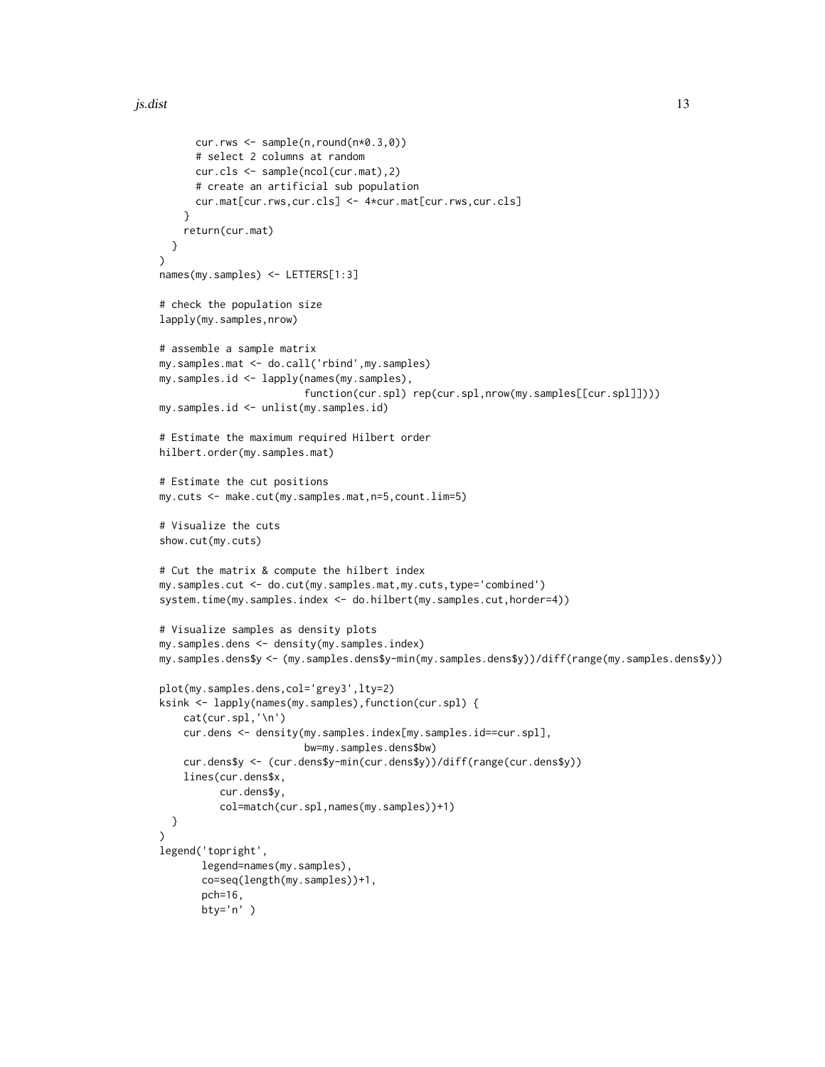```
      cur.rws <- sample(n,round(n*0.3,0))
      # select 2 columns at random
      cur.cls <- sample(ncol(cur.mat),2)
      # create an artificial sub population
      cur.mat[cur.rws,cur.cls] <- 4*cur.mat[cur.rws,cur.cls]
    }
    return(cur.mat)
  }
)
names(my.samples) <- LETTERS[1:3]

# check the population size
lapply(my.samples,nrow)

# assemble a sample matrix
my.samples.mat <- do.call('rbind',my.samples)
my.samples.id <- lapply(names(my.samples),
                        function(cur.spl) rep(cur.spl,nrow(my.samples[[cur.spl]])))
my.samples.id <- unlist(my.samples.id)

# Estimate the maximum required Hilbert order
hilbert.order(my.samples.mat)

# Estimate the cut positions
my.cuts <- make.cut(my.samples.mat,n=5,count.lim=5)

# Visualize the cuts
show.cut(my.cuts)

# Cut the matrix & compute the hilbert index
my.samples.cut <- do.cut(my.samples.mat,my.cuts,type='combined')
system.time(my.samples.index <- do.hilbert(my.samples.cut,horder=4))

# Visualize samples as density plots
my.samples.dens <- density(my.samples.index)
my.samples.dens$y <- (my.samples.dens$y-min(my.samples.dens$y))/diff(range(my.samples.dens$y))

plot(my.samples.dens,col='grey3',lty=2)
ksink <- lapply(names(my.samples),function(cur.spl) {
    cat(cur.spl,'\n')
    cur.dens <- density(my.samples.index[my.samples.id==cur.spl],
                        bw=my.samples.dens$bw)
    cur.dens$y <- (cur.dens$y-min(cur.dens$y))/diff(range(cur.dens$y))
    lines(cur.dens$x,
          cur.dens$y,
          col=match(cur.spl,names(my.samples))+1)
  }
)
legend('topright',
       legend=names(my.samples),
       co=seq(length(my.samples))+1,
       pch=16,
       bty='n' )
```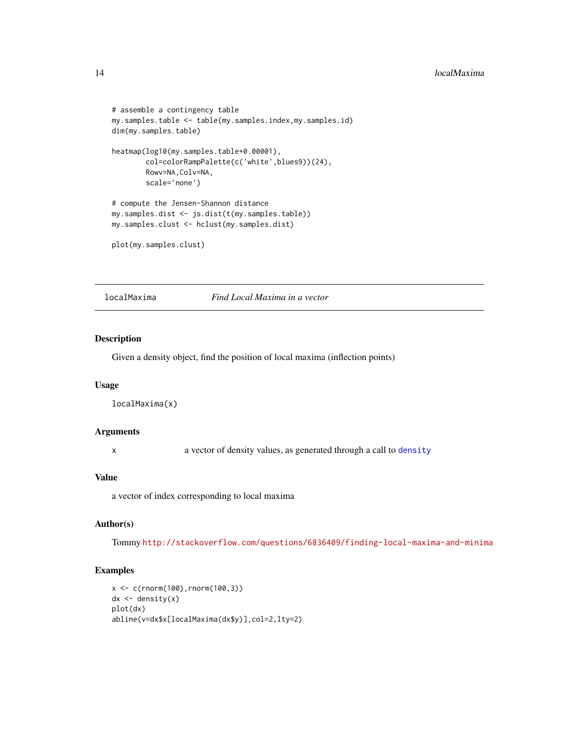```
# assemble a contingency table
my.samples.table <- table(my.samples.index,my.samples.id)
dim(my.samples.table)

heatmap(log10(my.samples.table+0.00001),
        col=colorRampPalette(c('white',blues9))(24),
        Rowv=NA,Colv=NA,
        scale='none')

# compute the Jensen-Shannon distance
my.samples.dist <- js.dist(t(my.samples.table))
my.samples.clust <- hclust(my.samples.dist)

plot(my.samples.clust)
```

---

## localMaxima — *Find Local Maxima in a vector*

---

### Description

Given a density object, find the position of local maxima (inflection points)

### Usage

```
localMaxima(x)
```

### Arguments

| | |
|---|---|
| x | a vector of density values, as generated through a call to `density` |

### Value

a vector of index corresponding to local maxima

### Author(s)

Tommy http://stackoverflow.com/questions/6836409/finding-local-maxima-and-minima

### Examples

```
x <- c(rnorm(100),rnorm(100,3))
dx <- density(x)
plot(dx)
abline(v=dx$x[localMaxima(dx$y)],col=2,lty=2)
```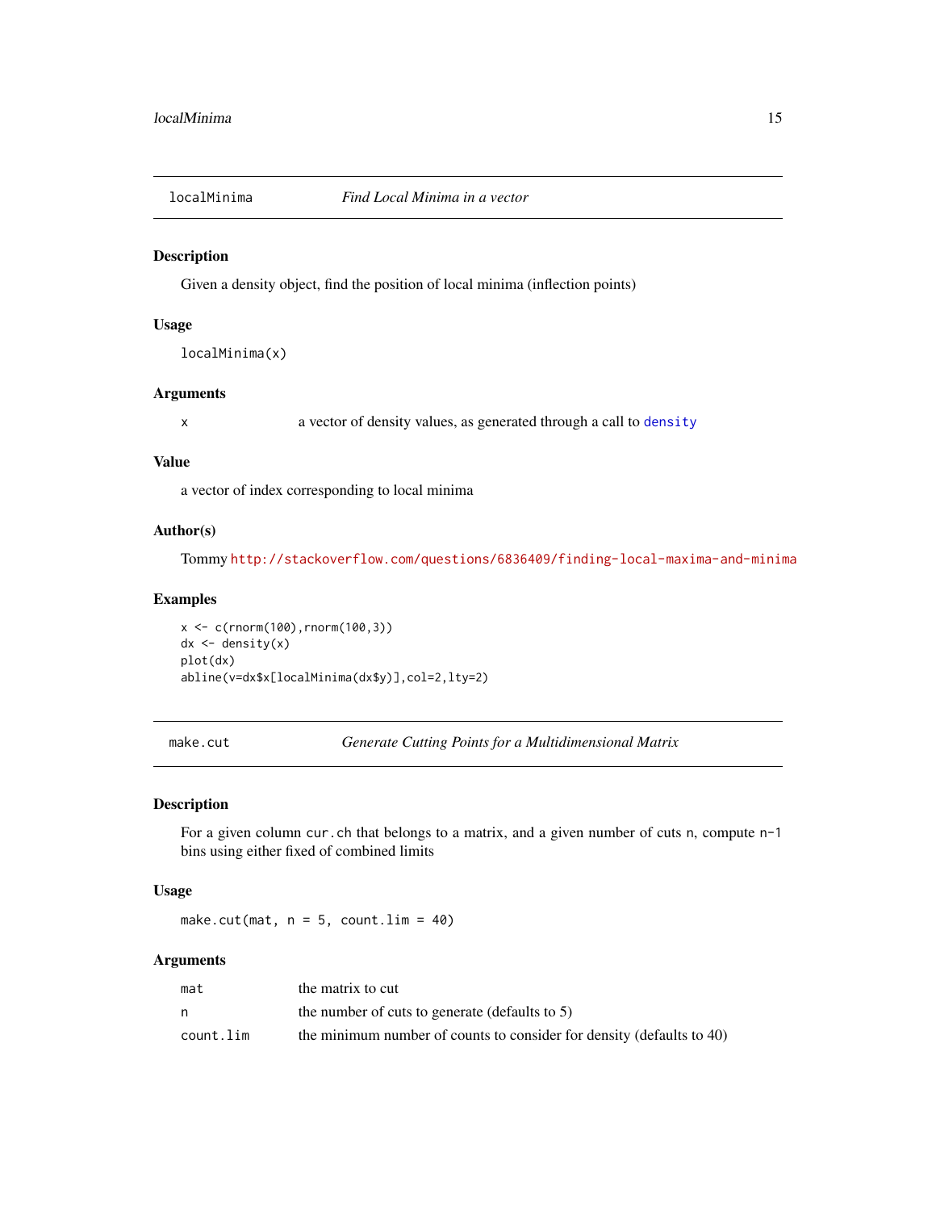## localMinima *Find Local Minima in a vector*

### Description

Given a density object, find the position of local minima (inflection points)

### Usage

```
localMinima(x)
```

### Arguments

| | |
|---|---|
| x | a vector of density values, as generated through a call to density |

### Value

a vector of index corresponding to local minima

### Author(s)

Tommy http://stackoverflow.com/questions/6836409/finding-local-maxima-and-minima

### Examples

```
x <- c(rnorm(100),rnorm(100,3))
dx <- density(x)
plot(dx)
abline(v=dx$x[localMinima(dx$y)],col=2,lty=2)
```

## make.cut *Generate Cutting Points for a Multidimensional Matrix*

### Description

For a given column `cur.ch` that belongs to a matrix, and a given number of cuts `n`, compute `n-1` bins using either fixed of combined limits

### Usage

```
make.cut(mat, n = 5, count.lim = 40)
```

### Arguments

| | |
|---|---|
| mat | the matrix to cut |
| n | the number of cuts to generate (defaults to 5) |
| count.lim | the minimum number of counts to consider for density (defaults to 40) |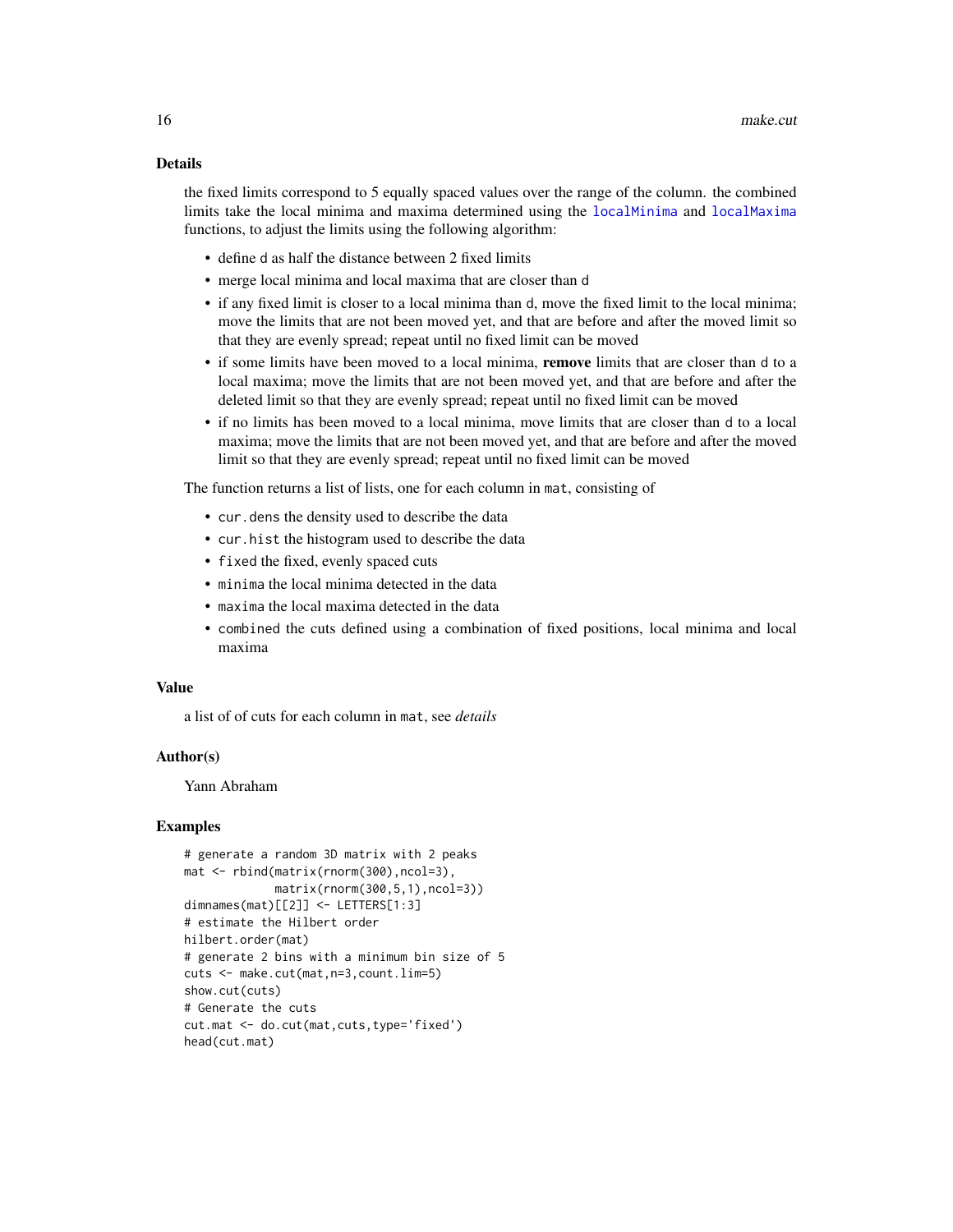## Details

the fixed limits correspond to 5 equally spaced values over the range of the column. the combined limits take the local minima and maxima determined using the `localMinima` and `localMaxima` functions, to adjust the limits using the following algorithm:

- define `d` as half the distance between 2 fixed limits
- merge local minima and local maxima that are closer than `d`
- if any fixed limit is closer to a local minima than d, move the fixed limit to the local minima; move the limits that are not been moved yet, and that are before and after the moved limit so that they are evenly spread; repeat until no fixed limit can be moved
- if some limits have been moved to a local minima, **remove** limits that are closer than `d` to a local maxima; move the limits that are not been moved yet, and that are before and after the deleted limit so that they are evenly spread; repeat until no fixed limit can be moved
- if no limits has been moved to a local minima, move limits that are closer than `d` to a local maxima; move the limits that are not been moved yet, and that are before and after the moved limit so that they are evenly spread; repeat until no fixed limit can be moved

The function returns a list of lists, one for each column in `mat`, consisting of

- `cur.dens` the density used to describe the data
- `cur.hist` the histogram used to describe the data
- `fixed` the fixed, evenly spaced cuts
- `minima` the local minima detected in the data
- `maxima` the local maxima detected in the data
- `combined` the cuts defined using a combination of fixed positions, local minima and local maxima

## Value

a list of of cuts for each column in `mat`, see *details*

## Author(s)

Yann Abraham

## Examples

```
# generate a random 3D matrix with 2 peaks
mat <- rbind(matrix(rnorm(300),ncol=3),
             matrix(rnorm(300,5,1),ncol=3))
dimnames(mat)[[2]] <- LETTERS[1:3]
# estimate the Hilbert order
hilbert.order(mat)
# generate 2 bins with a minimum bin size of 5
cuts <- make.cut(mat,n=3,count.lim=5)
show.cut(cuts)
# Generate the cuts
cut.mat <- do.cut(mat,cuts,type='fixed')
head(cut.mat)
```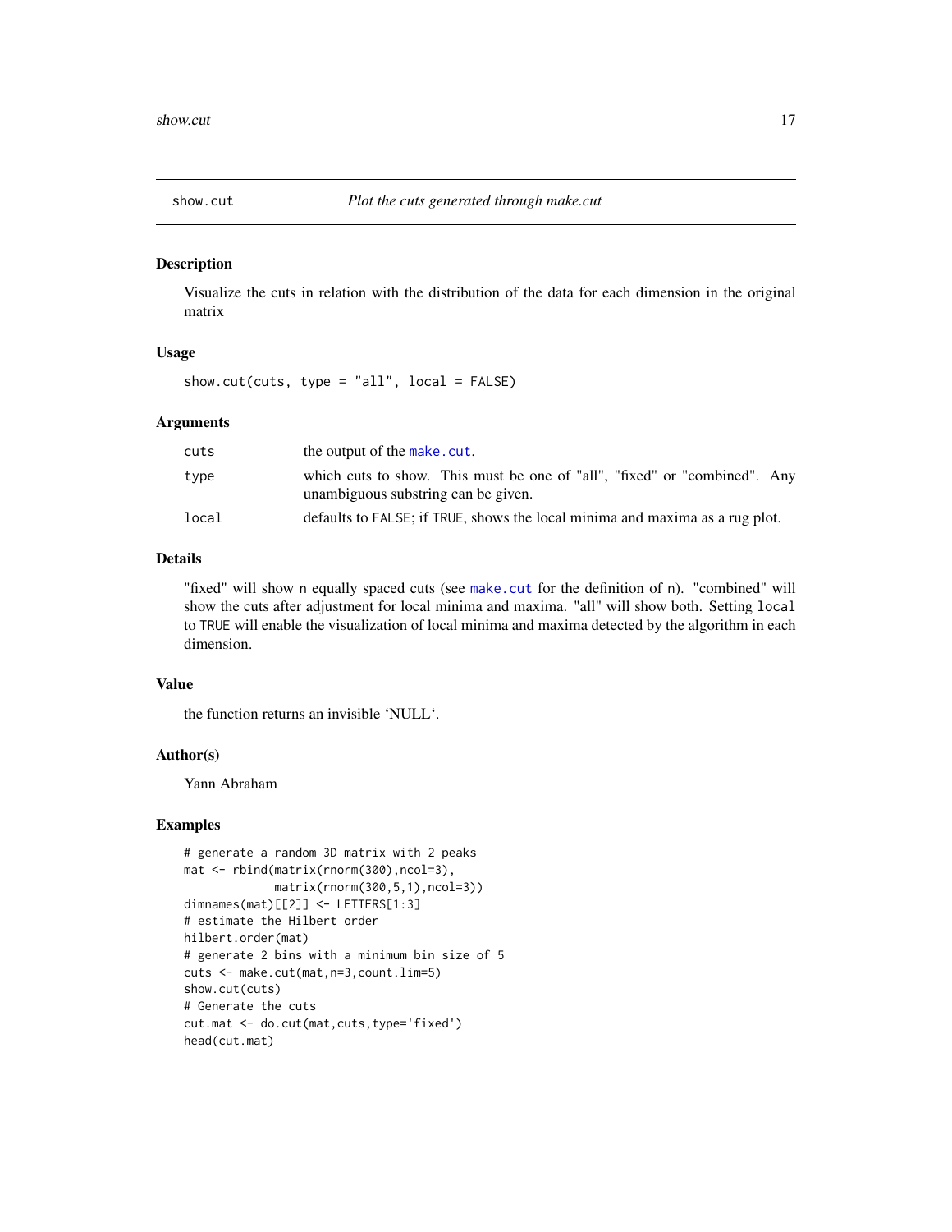# show.cut — *Plot the cuts generated through make.cut*

## Description

Visualize the cuts in relation with the distribution of the data for each dimension in the original matrix

## Usage

```
show.cut(cuts, type = "all", local = FALSE)
```

## Arguments

| | |
|---|---|
| `cuts` | the output of the `make.cut`. |
| `type` | which cuts to show. This must be one of "all", "fixed" or "combined". Any unambiguous substring can be given. |
| `local` | defaults to `FALSE`; if `TRUE`, shows the local minima and maxima as a rug plot. |

## Details

"fixed" will show `n` equally spaced cuts (see `make.cut` for the definition of `n`). "combined" will show the cuts after adjustment for local minima and maxima. "all" will show both. Setting `local` to `TRUE` will enable the visualization of local minima and maxima detected by the algorithm in each dimension.

## Value

the function returns an invisible 'NULL'.

## Author(s)

Yann Abraham

## Examples

```
# generate a random 3D matrix with 2 peaks
mat <- rbind(matrix(rnorm(300),ncol=3),
             matrix(rnorm(300,5,1),ncol=3))
dimnames(mat)[[2]] <- LETTERS[1:3]
# estimate the Hilbert order
hilbert.order(mat)
# generate 2 bins with a minimum bin size of 5
cuts <- make.cut(mat,n=3,count.lim=5)
show.cut(cuts)
# Generate the cuts
cut.mat <- do.cut(mat,cuts,type='fixed')
head(cut.mat)
```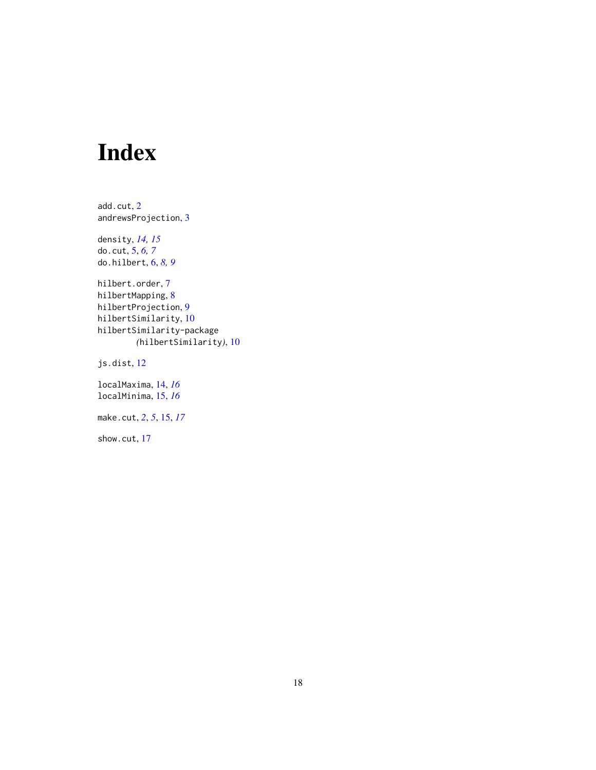# Index

add.cut, 2
andrewsProjection, 3

density, *14, 15*
do.cut, 5, *6, 7*
do.hilbert, 6, *8, 9*

hilbert.order, 7
hilbertMapping, 8
hilbertProjection, 9
hilbertSimilarity, 10
hilbertSimilarity-package
    (hilbertSimilarity), 10

js.dist, 12

localMaxima, 14, *16*
localMinima, 15, *16*

make.cut, *2*, *5*, 15, *17*

show.cut, 17